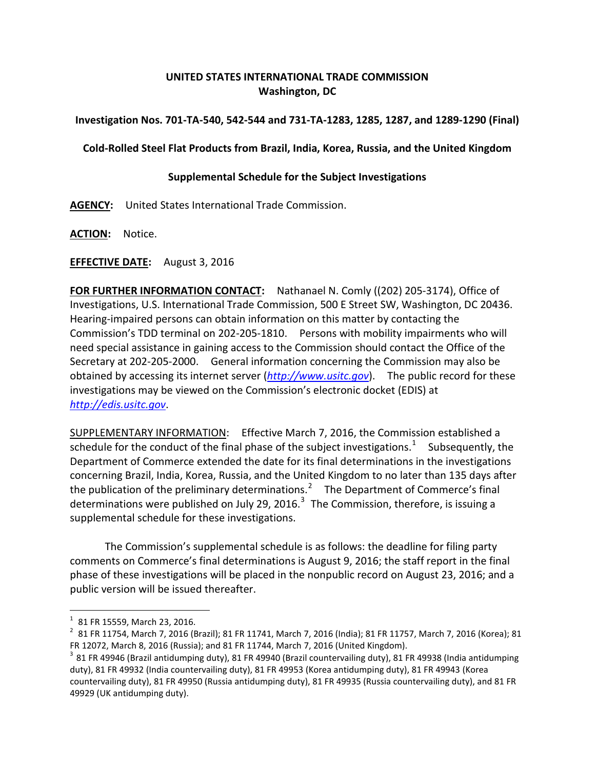**UNITED STATES INTERNATIONAL TRADE COMMISSION**
**Washington, DC**

**Investigation Nos. 701-TA-540, 542-544 and 731-TA-1283, 1285, 1287, and 1289-1290 (Final)**

**Cold-Rolled Steel Flat Products from Brazil, India, Korea, Russia, and the United Kingdom**

**Supplemental Schedule for the Subject Investigations**

**AGENCY:** United States International Trade Commission.

**ACTION:** Notice.

**EFFECTIVE DATE:** August 3, 2016

**FOR FURTHER INFORMATION CONTACT:** Nathanael N. Comly ((202) 205-3174), Office of Investigations, U.S. International Trade Commission, 500 E Street SW, Washington, DC 20436. Hearing-impaired persons can obtain information on this matter by contacting the Commission's TDD terminal on 202-205-1810. Persons with mobility impairments who will need special assistance in gaining access to the Commission should contact the Office of the Secretary at 202-205-2000. General information concerning the Commission may also be obtained by accessing its internet server (*http://www.usitc.gov*). The public record for these investigations may be viewed on the Commission's electronic docket (EDIS) at *http://edis.usitc.gov*.

SUPPLEMENTARY INFORMATION: Effective March 7, 2016, the Commission established a schedule for the conduct of the final phase of the subject investigations.[1] Subsequently, the Department of Commerce extended the date for its final determinations in the investigations concerning Brazil, India, Korea, Russia, and the United Kingdom to no later than 135 days after the publication of the preliminary determinations.[2] The Department of Commerce's final determinations were published on July 29, 2016.[3] The Commission, therefore, is issuing a supplemental schedule for these investigations.

The Commission's supplemental schedule is as follows: the deadline for filing party comments on Commerce's final determinations is August 9, 2016; the staff report in the final phase of these investigations will be placed in the nonpublic record on August 23, 2016; and a public version will be issued thereafter.

---

[1] 81 FR 15559, March 23, 2016.

[2] 81 FR 11754, March 7, 2016 (Brazil); 81 FR 11741, March 7, 2016 (India); 81 FR 11757, March 7, 2016 (Korea); 81 FR 12072, March 8, 2016 (Russia); and 81 FR 11744, March 7, 2016 (United Kingdom).

[3] 81 FR 49946 (Brazil antidumping duty), 81 FR 49940 (Brazil countervailing duty), 81 FR 49938 (India antidumping duty), 81 FR 49932 (India countervailing duty), 81 FR 49953 (Korea antidumping duty), 81 FR 49943 (Korea countervailing duty), 81 FR 49950 (Russia antidumping duty), 81 FR 49935 (Russia countervailing duty), and 81 FR 49929 (UK antidumping duty).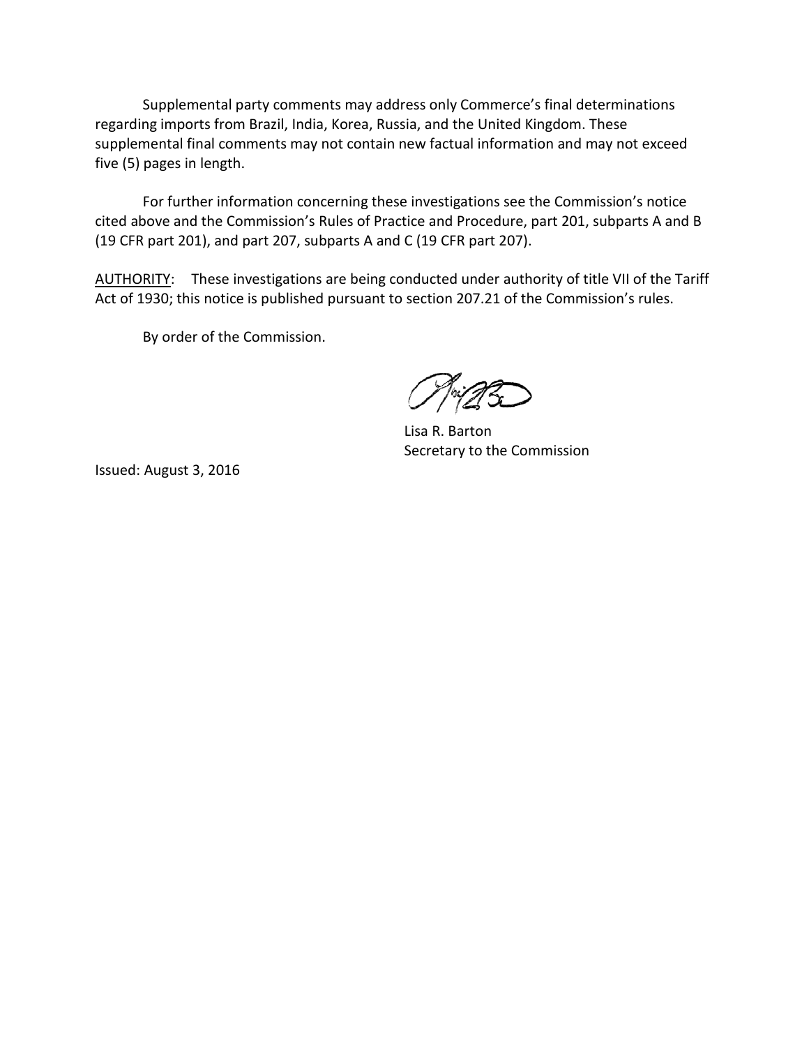Supplemental party comments may address only Commerce's final determinations regarding imports from Brazil, India, Korea, Russia, and the United Kingdom. These supplemental final comments may not contain new factual information and may not exceed five (5) pages in length.

For further information concerning these investigations see the Commission's notice cited above and the Commission's Rules of Practice and Procedure, part 201, subparts A and B (19 CFR part 201), and part 207, subparts A and C (19 CFR part 207).

AUTHORITY: These investigations are being conducted under authority of title VII of the Tariff Act of 1930; this notice is published pursuant to section 207.21 of the Commission's rules.

By order of the Commission.

Lisa R. Barton
Secretary to the Commission

Issued: August 3, 2016